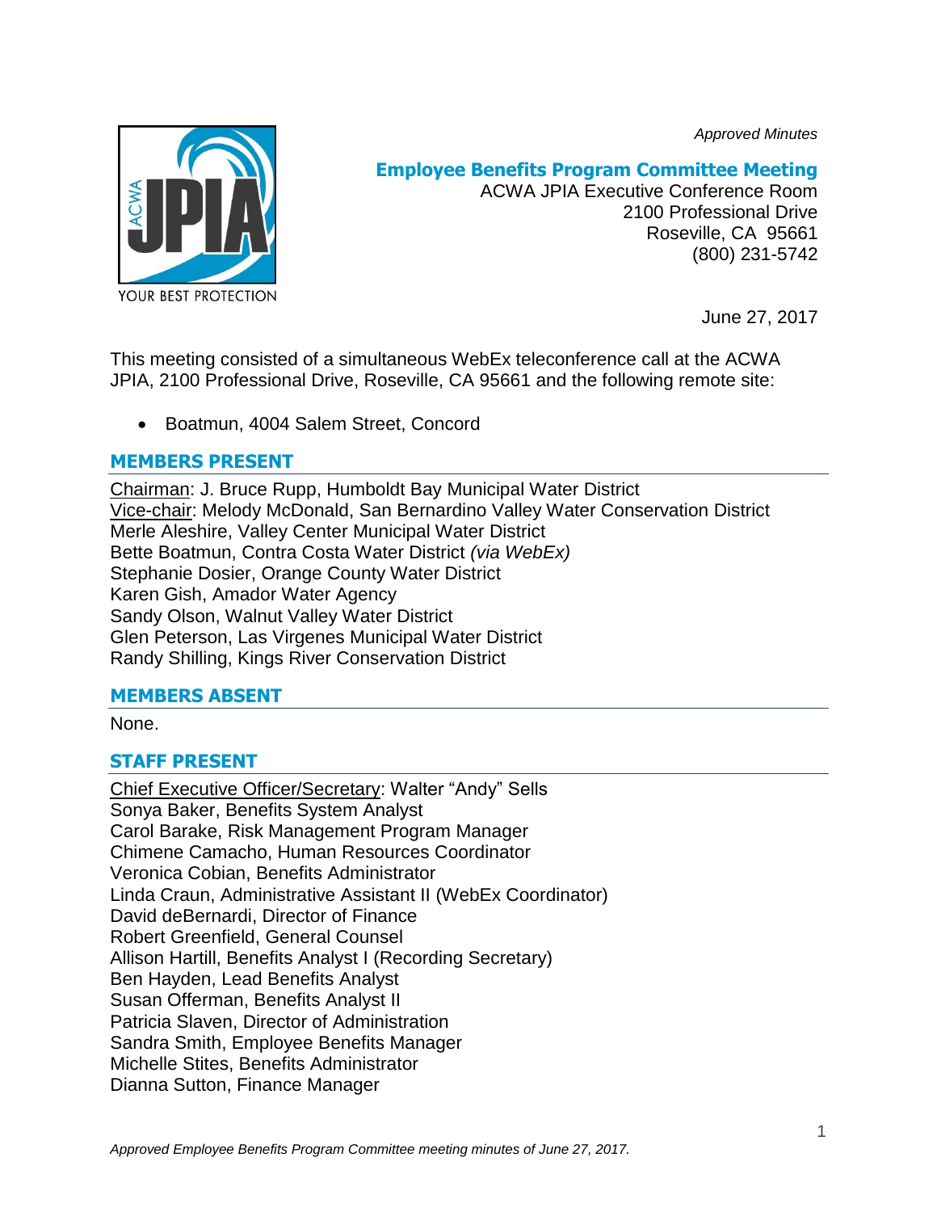*Approved Minutes*

# Employee Benefits Program Committee Meeting

ACWA JPIA Executive Conference Room
2100 Professional Drive
Roseville, CA 95661
(800) 231-5742

June 27, 2017

This meeting consisted of a simultaneous WebEx teleconference call at the ACWA JPIA, 2100 Professional Drive, Roseville, CA 95661 and the following remote site:

- Boatmun, 4004 Salem Street, Concord

## MEMBERS PRESENT

Chairman: J. Bruce Rupp, Humboldt Bay Municipal Water District
Vice-chair: Melody McDonald, San Bernardino Valley Water Conservation District
Merle Aleshire, Valley Center Municipal Water District
Bette Boatmun, Contra Costa Water District *(via WebEx)*
Stephanie Dosier, Orange County Water District
Karen Gish, Amador Water Agency
Sandy Olson, Walnut Valley Water District
Glen Peterson, Las Virgenes Municipal Water District
Randy Shilling, Kings River Conservation District

## MEMBERS ABSENT

None.

## STAFF PRESENT

Chief Executive Officer/Secretary: Walter "Andy" Sells
Sonya Baker, Benefits System Analyst
Carol Barake, Risk Management Program Manager
Chimene Camacho, Human Resources Coordinator
Veronica Cobian, Benefits Administrator
Linda Craun, Administrative Assistant II (WebEx Coordinator)
David deBernardi, Director of Finance
Robert Greenfield, General Counsel
Allison Hartill, Benefits Analyst I (Recording Secretary)
Ben Hayden, Lead Benefits Analyst
Susan Offerman, Benefits Analyst II
Patricia Slaven, Director of Administration
Sandra Smith, Employee Benefits Manager
Michelle Stites, Benefits Administrator
Dianna Sutton, Finance Manager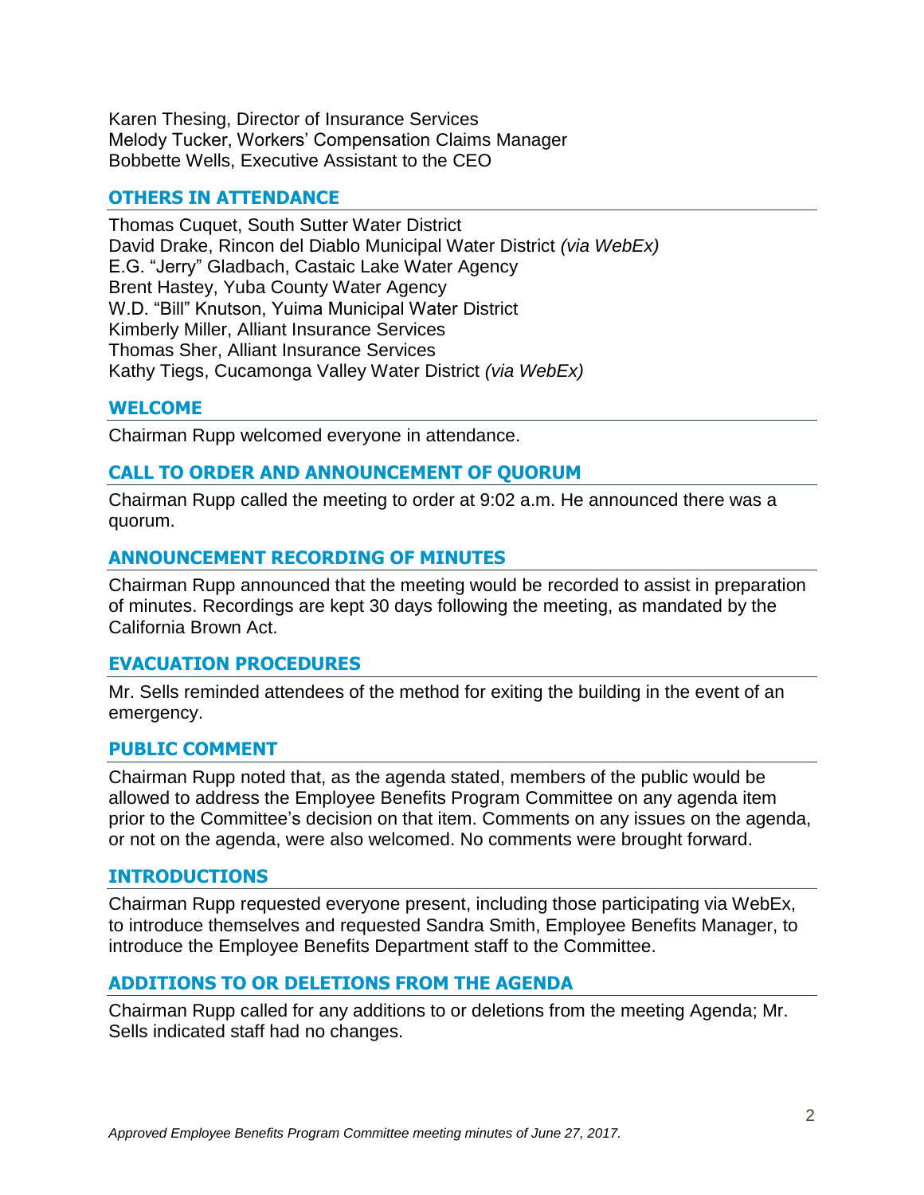Karen Thesing, Director of Insurance Services
Melody Tucker, Workers' Compensation Claims Manager
Bobbette Wells, Executive Assistant to the CEO

## OTHERS IN ATTENDANCE

Thomas Cuquet, South Sutter Water District
David Drake, Rincon del Diablo Municipal Water District *(via WebEx)*
E.G. "Jerry" Gladbach, Castaic Lake Water Agency
Brent Hastey, Yuba County Water Agency
W.D. "Bill" Knutson, Yuima Municipal Water District
Kimberly Miller, Alliant Insurance Services
Thomas Sher, Alliant Insurance Services
Kathy Tiegs, Cucamonga Valley Water District *(via WebEx)*

## WELCOME

Chairman Rupp welcomed everyone in attendance.

## CALL TO ORDER AND ANNOUNCEMENT OF QUORUM

Chairman Rupp called the meeting to order at 9:02 a.m. He announced there was a quorum.

## ANNOUNCEMENT RECORDING OF MINUTES

Chairman Rupp announced that the meeting would be recorded to assist in preparation of minutes. Recordings are kept 30 days following the meeting, as mandated by the California Brown Act.

## EVACUATION PROCEDURES

Mr. Sells reminded attendees of the method for exiting the building in the event of an emergency.

## PUBLIC COMMENT

Chairman Rupp noted that, as the agenda stated, members of the public would be allowed to address the Employee Benefits Program Committee on any agenda item prior to the Committee's decision on that item. Comments on any issues on the agenda, or not on the agenda, were also welcomed. No comments were brought forward.

## INTRODUCTIONS

Chairman Rupp requested everyone present, including those participating via WebEx, to introduce themselves and requested Sandra Smith, Employee Benefits Manager, to introduce the Employee Benefits Department staff to the Committee.

## ADDITIONS TO OR DELETIONS FROM THE AGENDA

Chairman Rupp called for any additions to or deletions from the meeting Agenda; Mr. Sells indicated staff had no changes.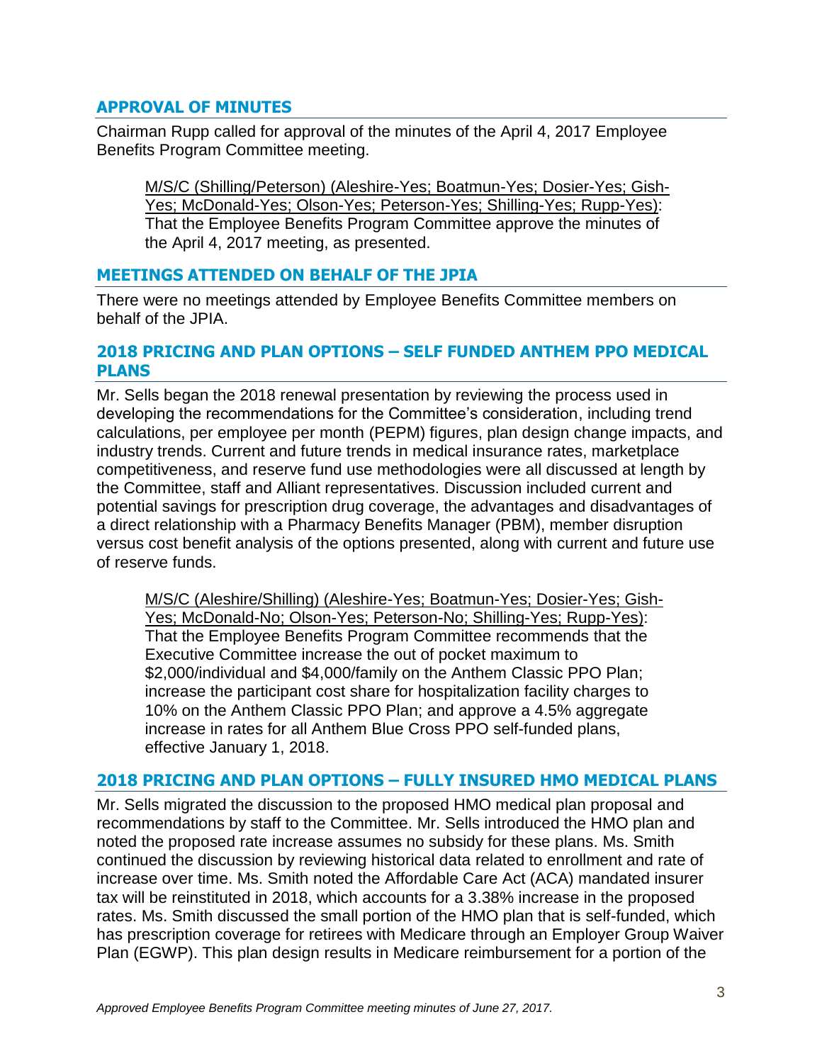## APPROVAL OF MINUTES

Chairman Rupp called for approval of the minutes of the April 4, 2017 Employee Benefits Program Committee meeting.

> M/S/C (Shilling/Peterson) (Aleshire-Yes; Boatmun-Yes; Dosier-Yes; Gish-Yes; McDonald-Yes; Olson-Yes; Peterson-Yes; Shilling-Yes; Rupp-Yes): That the Employee Benefits Program Committee approve the minutes of the April 4, 2017 meeting, as presented.

## MEETINGS ATTENDED ON BEHALF OF THE JPIA

There were no meetings attended by Employee Benefits Committee members on behalf of the JPIA.

## 2018 PRICING AND PLAN OPTIONS – SELF FUNDED ANTHEM PPO MEDICAL PLANS

Mr. Sells began the 2018 renewal presentation by reviewing the process used in developing the recommendations for the Committee's consideration, including trend calculations, per employee per month (PEPM) figures, plan design change impacts, and industry trends. Current and future trends in medical insurance rates, marketplace competitiveness, and reserve fund use methodologies were all discussed at length by the Committee, staff and Alliant representatives. Discussion included current and potential savings for prescription drug coverage, the advantages and disadvantages of a direct relationship with a Pharmacy Benefits Manager (PBM), member disruption versus cost benefit analysis of the options presented, along with current and future use of reserve funds.

> M/S/C (Aleshire/Shilling) (Aleshire-Yes; Boatmun-Yes; Dosier-Yes; Gish-Yes; McDonald-No; Olson-Yes; Peterson-No; Shilling-Yes; Rupp-Yes): That the Employee Benefits Program Committee recommends that the Executive Committee increase the out of pocket maximum to \$2,000/individual and \$4,000/family on the Anthem Classic PPO Plan; increase the participant cost share for hospitalization facility charges to 10% on the Anthem Classic PPO Plan; and approve a 4.5% aggregate increase in rates for all Anthem Blue Cross PPO self-funded plans, effective January 1, 2018.

## 2018 PRICING AND PLAN OPTIONS – FULLY INSURED HMO MEDICAL PLANS

Mr. Sells migrated the discussion to the proposed HMO medical plan proposal and recommendations by staff to the Committee. Mr. Sells introduced the HMO plan and noted the proposed rate increase assumes no subsidy for these plans. Ms. Smith continued the discussion by reviewing historical data related to enrollment and rate of increase over time. Ms. Smith noted the Affordable Care Act (ACA) mandated insurer tax will be reinstituted in 2018, which accounts for a 3.38% increase in the proposed rates. Ms. Smith discussed the small portion of the HMO plan that is self-funded, which has prescription coverage for retirees with Medicare through an Employer Group Waiver Plan (EGWP). This plan design results in Medicare reimbursement for a portion of the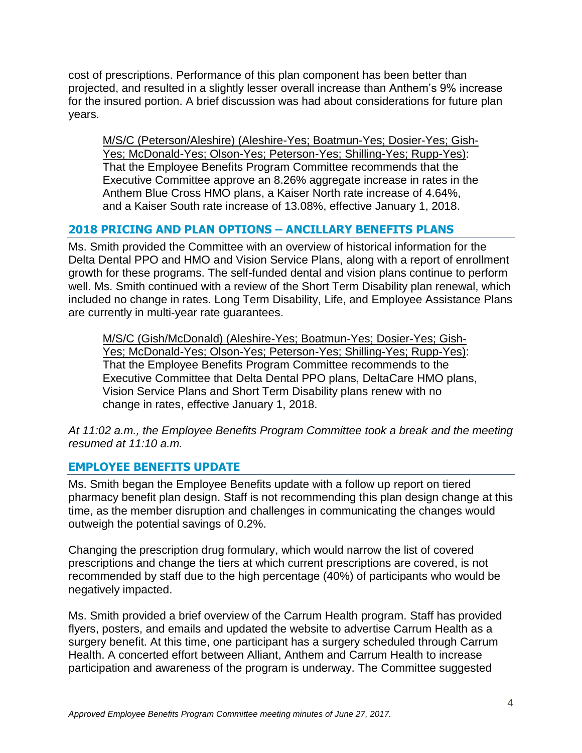cost of prescriptions. Performance of this plan component has been better than projected, and resulted in a slightly lesser overall increase than Anthem's 9% increase for the insured portion. A brief discussion was had about considerations for future plan years.

> <u>M/S/C (Peterson/Aleshire) (Aleshire-Yes; Boatmun-Yes; Dosier-Yes; Gish-Yes; McDonald-Yes; Olson-Yes; Peterson-Yes; Shilling-Yes; Rupp-Yes)</u>: That the Employee Benefits Program Committee recommends that the Executive Committee approve an 8.26% aggregate increase in rates in the Anthem Blue Cross HMO plans, a Kaiser North rate increase of 4.64%, and a Kaiser South rate increase of 13.08%, effective January 1, 2018.

## 2018 PRICING AND PLAN OPTIONS – ANCILLARY BENEFITS PLANS

Ms. Smith provided the Committee with an overview of historical information for the Delta Dental PPO and HMO and Vision Service Plans, along with a report of enrollment growth for these programs. The self-funded dental and vision plans continue to perform well. Ms. Smith continued with a review of the Short Term Disability plan renewal, which included no change in rates. Long Term Disability, Life, and Employee Assistance Plans are currently in multi-year rate guarantees.

> <u>M/S/C (Gish/McDonald) (Aleshire-Yes; Boatmun-Yes; Dosier-Yes; Gish-Yes; McDonald-Yes; Olson-Yes; Peterson-Yes; Shilling-Yes; Rupp-Yes)</u>: That the Employee Benefits Program Committee recommends to the Executive Committee that Delta Dental PPO plans, DeltaCare HMO plans, Vision Service Plans and Short Term Disability plans renew with no change in rates, effective January 1, 2018.

*At 11:02 a.m., the Employee Benefits Program Committee took a break and the meeting resumed at 11:10 a.m.*

## EMPLOYEE BENEFITS UPDATE

Ms. Smith began the Employee Benefits update with a follow up report on tiered pharmacy benefit plan design. Staff is not recommending this plan design change at this time, as the member disruption and challenges in communicating the changes would outweigh the potential savings of 0.2%.

Changing the prescription drug formulary, which would narrow the list of covered prescriptions and change the tiers at which current prescriptions are covered, is not recommended by staff due to the high percentage (40%) of participants who would be negatively impacted.

Ms. Smith provided a brief overview of the Carrum Health program. Staff has provided flyers, posters, and emails and updated the website to advertise Carrum Health as a surgery benefit. At this time, one participant has a surgery scheduled through Carrum Health. A concerted effort between Alliant, Anthem and Carrum Health to increase participation and awareness of the program is underway. The Committee suggested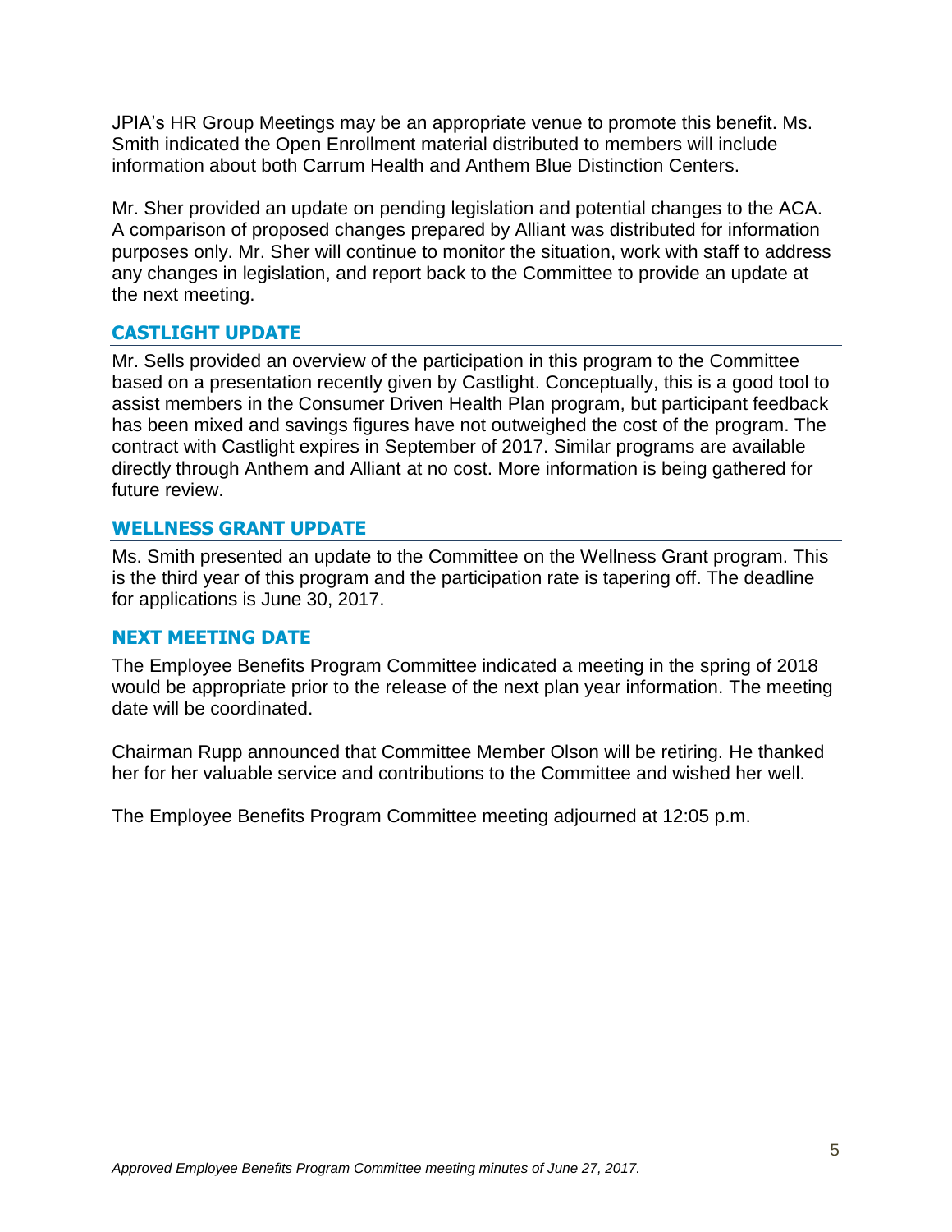JPIA's HR Group Meetings may be an appropriate venue to promote this benefit. Ms. Smith indicated the Open Enrollment material distributed to members will include information about both Carrum Health and Anthem Blue Distinction Centers.

Mr. Sher provided an update on pending legislation and potential changes to the ACA. A comparison of proposed changes prepared by Alliant was distributed for information purposes only. Mr. Sher will continue to monitor the situation, work with staff to address any changes in legislation, and report back to the Committee to provide an update at the next meeting.

## CASTLIGHT UPDATE

Mr. Sells provided an overview of the participation in this program to the Committee based on a presentation recently given by Castlight. Conceptually, this is a good tool to assist members in the Consumer Driven Health Plan program, but participant feedback has been mixed and savings figures have not outweighed the cost of the program. The contract with Castlight expires in September of 2017. Similar programs are available directly through Anthem and Alliant at no cost. More information is being gathered for future review.

## WELLNESS GRANT UPDATE

Ms. Smith presented an update to the Committee on the Wellness Grant program. This is the third year of this program and the participation rate is tapering off. The deadline for applications is June 30, 2017.

## NEXT MEETING DATE

The Employee Benefits Program Committee indicated a meeting in the spring of 2018 would be appropriate prior to the release of the next plan year information. The meeting date will be coordinated.

Chairman Rupp announced that Committee Member Olson will be retiring. He thanked her for her valuable service and contributions to the Committee and wished her well.

The Employee Benefits Program Committee meeting adjourned at 12:05 p.m.